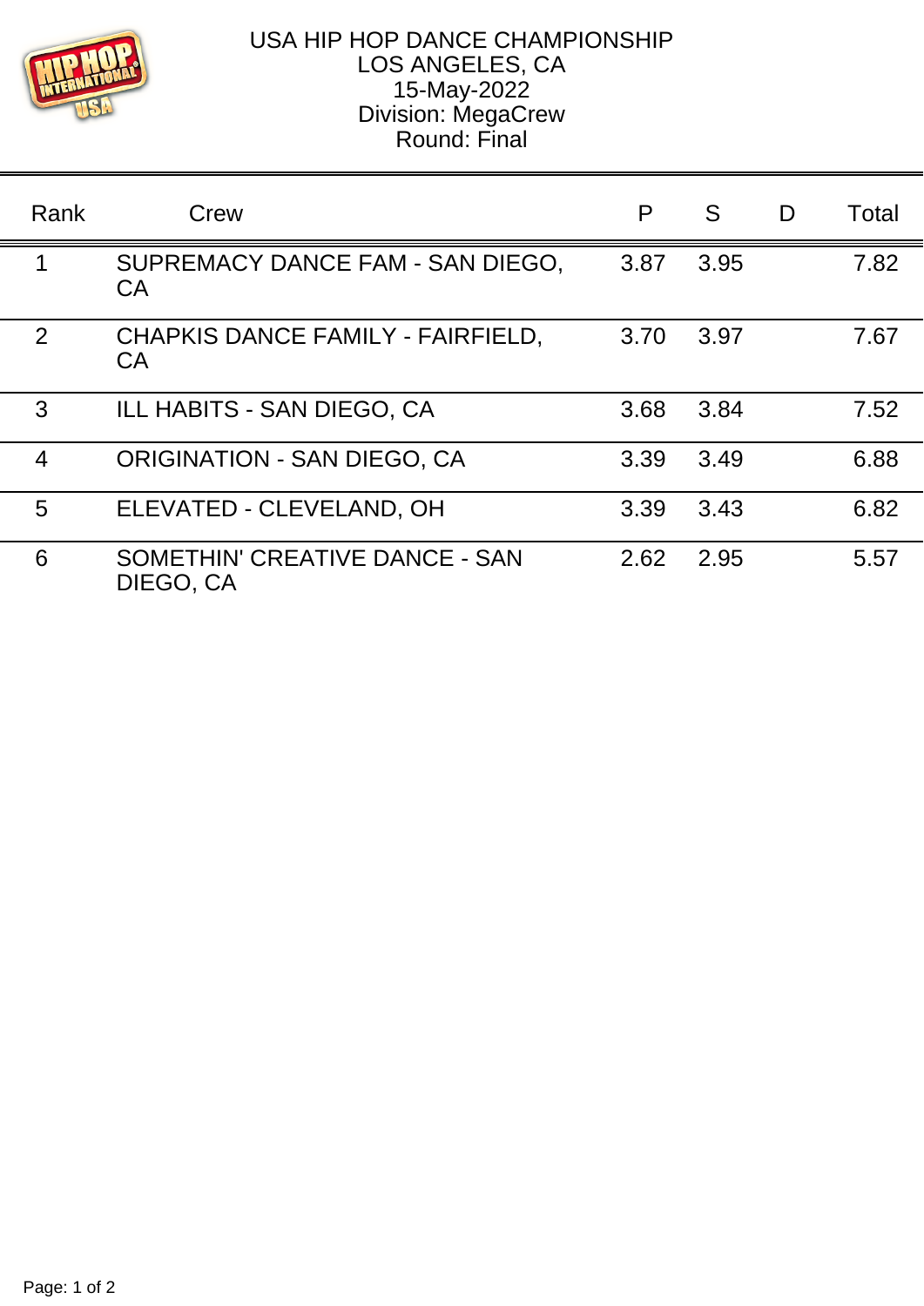# USA HIP HOP DANCE CHAMPIONSHIP

LOS ANGELES, CA

15-May-2022

Division: MegaCrew

Round: Final

| Rank | Crew | P | S | D | Total |
|---|---|---|---|---|---|
| 1 | SUPREMACY DANCE FAM - SAN DIEGO, CA | 3.87 | 3.95 | | 7.82 |
| 2 | CHAPKIS DANCE FAMILY - FAIRFIELD, CA | 3.70 | 3.97 | | 7.67 |
| 3 | ILL HABITS - SAN DIEGO, CA | 3.68 | 3.84 | | 7.52 |
| 4 | ORIGINATION - SAN DIEGO, CA | 3.39 | 3.49 | | 6.88 |
| 5 | ELEVATED - CLEVELAND, OH | 3.39 | 3.43 | | 6.82 |
| 6 | SOMETHIN' CREATIVE DANCE - SAN DIEGO, CA | 2.62 | 2.95 | | 5.57 |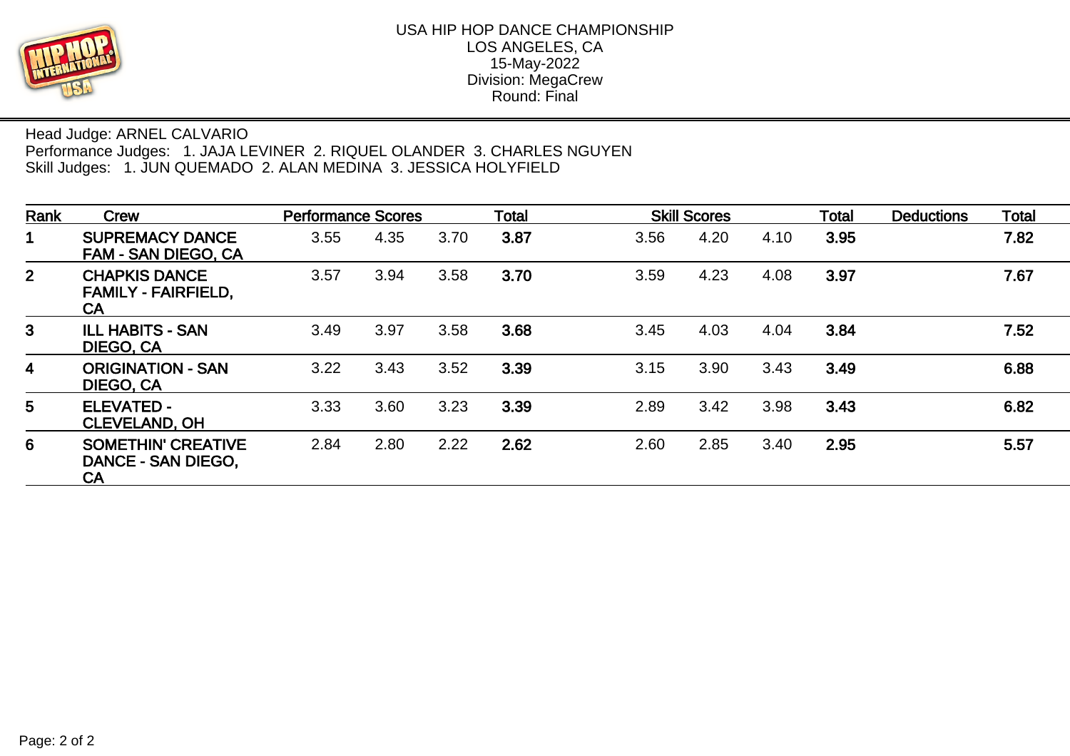USA HIP HOP DANCE CHAMPIONSHIP
LOS ANGELES, CA
15-May-2022
Division: MegaCrew
Round: Final

Head Judge: ARNEL CALVARIO
Performance Judges: 1. JAJA LEVINER 2. RIQUEL OLANDER 3. CHARLES NGUYEN
Skill Judges: 1. JUN QUEMADO 2. ALAN MEDINA 3. JESSICA HOLYFIELD

| Rank | Crew | Performance Scores | | | Total | Skill Scores | | | Total | Deductions | Total |
|---|---|---|---|---|---|---|---|---|---|---|---|
| 1 | **SUPREMACY DANCE FAM - SAN DIEGO, CA** | 3.55 | 4.35 | 3.70 | **3.87** | 3.56 | 4.20 | 4.10 | **3.95** | | **7.82** |
| 2 | **CHAPKIS DANCE FAMILY - FAIRFIELD, CA** | 3.57 | 3.94 | 3.58 | **3.70** | 3.59 | 4.23 | 4.08 | **3.97** | | **7.67** |
| 3 | **ILL HABITS - SAN DIEGO, CA** | 3.49 | 3.97 | 3.58 | **3.68** | 3.45 | 4.03 | 4.04 | **3.84** | | **7.52** |
| 4 | **ORIGINATION - SAN DIEGO, CA** | 3.22 | 3.43 | 3.52 | **3.39** | 3.15 | 3.90 | 3.43 | **3.49** | | **6.88** |
| 5 | **ELEVATED - CLEVELAND, OH** | 3.33 | 3.60 | 3.23 | **3.39** | 2.89 | 3.42 | 3.98 | **3.43** | | **6.82** |
| 6 | **SOMETHIN' CREATIVE DANCE - SAN DIEGO, CA** | 2.84 | 2.80 | 2.22 | **2.62** | 2.60 | 2.85 | 3.40 | **2.95** | | **5.57** |